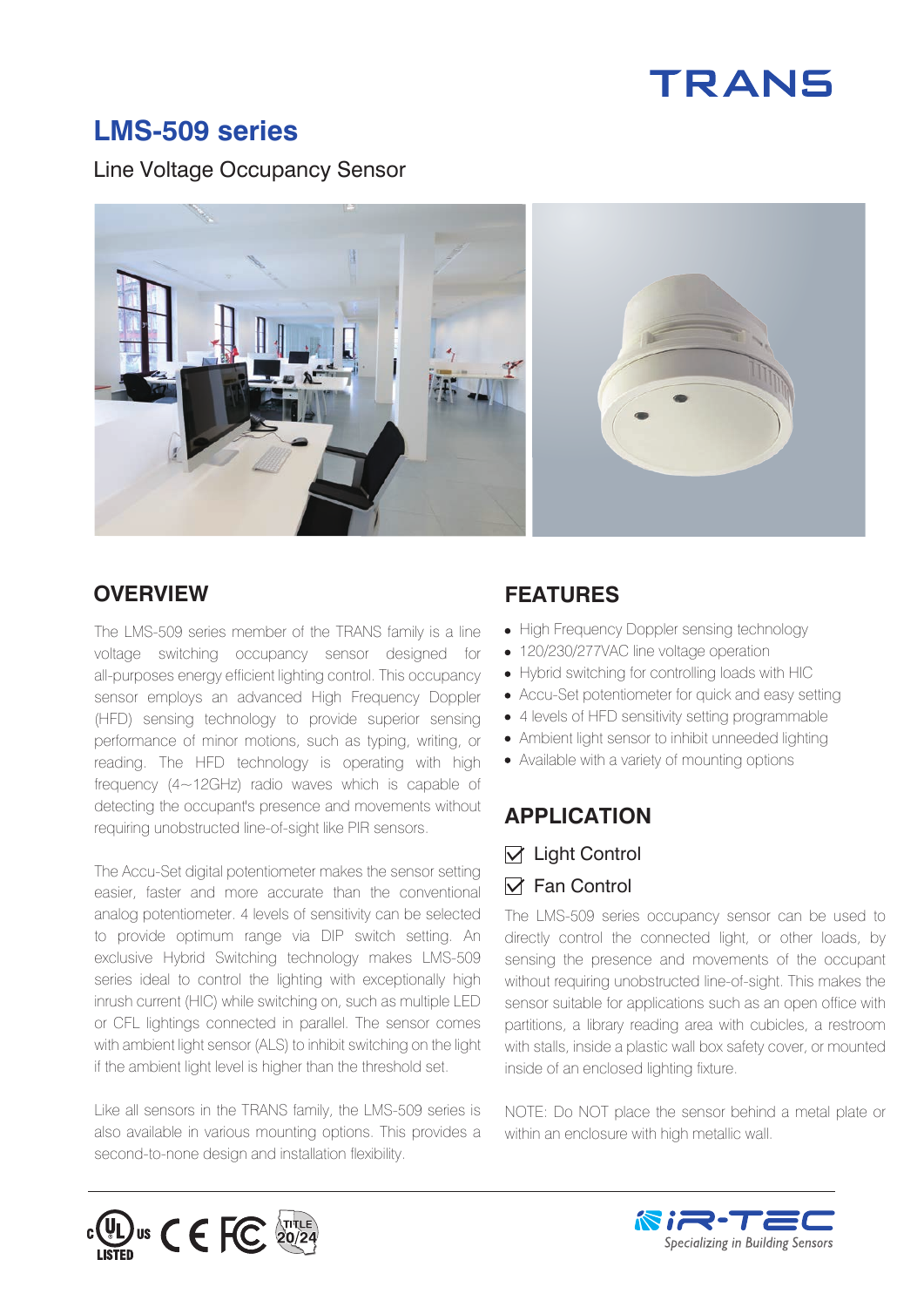# LMS-509 series

Line Voltage Occupancy Sensor

## OVERVIEW

The LMS-509 series member of the TRANS family is a line voltage switching occupancy sensor designed for all-purposes energy efficient lighting control. This occupancy sensor employs an advanced High Frequency Doppler (HFD) sensing technology to provide superior sensing performance of minor motions, such as typing, writing, or reading. The HFD technology is operating with high frequency (4～12GHz) radio waves which is capable of detecting the occupant's presence and movements without requiring unobstructed line-of-sight like PIR sensors.

The Accu-Set digital potentiometer makes the sensor setting easier, faster and more accurate than the conventional analog potentiometer. 4 levels of sensitivity can be selected to provide optimum range via DIP switch setting. An exclusive Hybrid Switching technology makes LMS-509 series ideal to control the lighting with exceptionally high inrush current (HIC) while switching on, such as multiple LED or CFL lightings connected in parallel. The sensor comes with ambient light sensor (ALS) to inhibit switching on the light if the ambient light level is higher than the threshold set.

Like all sensors in the TRANS family, the LMS-509 series is also available in various mounting options. This provides a second-to-none design and installation flexibility.

## FEATURES

- High Frequency Doppler sensing technology
- 120/230/277VAC line voltage operation
- Hybrid switching for controlling loads with HIC
- Accu-Set potentiometer for quick and easy setting
- 4 levels of HFD sensitivity setting programmable
- Ambient light sensor to inhibit unneeded lighting
- Available with a variety of mounting options

## APPLICATION

☑ Light Control

☑ Fan Control

The LMS-509 series occupancy sensor can be used to directly control the connected light, or other loads, by sensing the presence and movements of the occupant without requiring unobstructed line-of-sight. This makes the sensor suitable for applications such as an open office with partitions, a library reading area with cubicles, a restroom with stalls, inside a plastic wall box safety cover, or mounted inside of an enclosed lighting fixture.

NOTE: Do NOT place the sensor behind a metal plate or within an enclosure with high metallic wall.

c UL us LISTED CE FC TITLE 20/24

iR-TEC Specializing in Building Sensors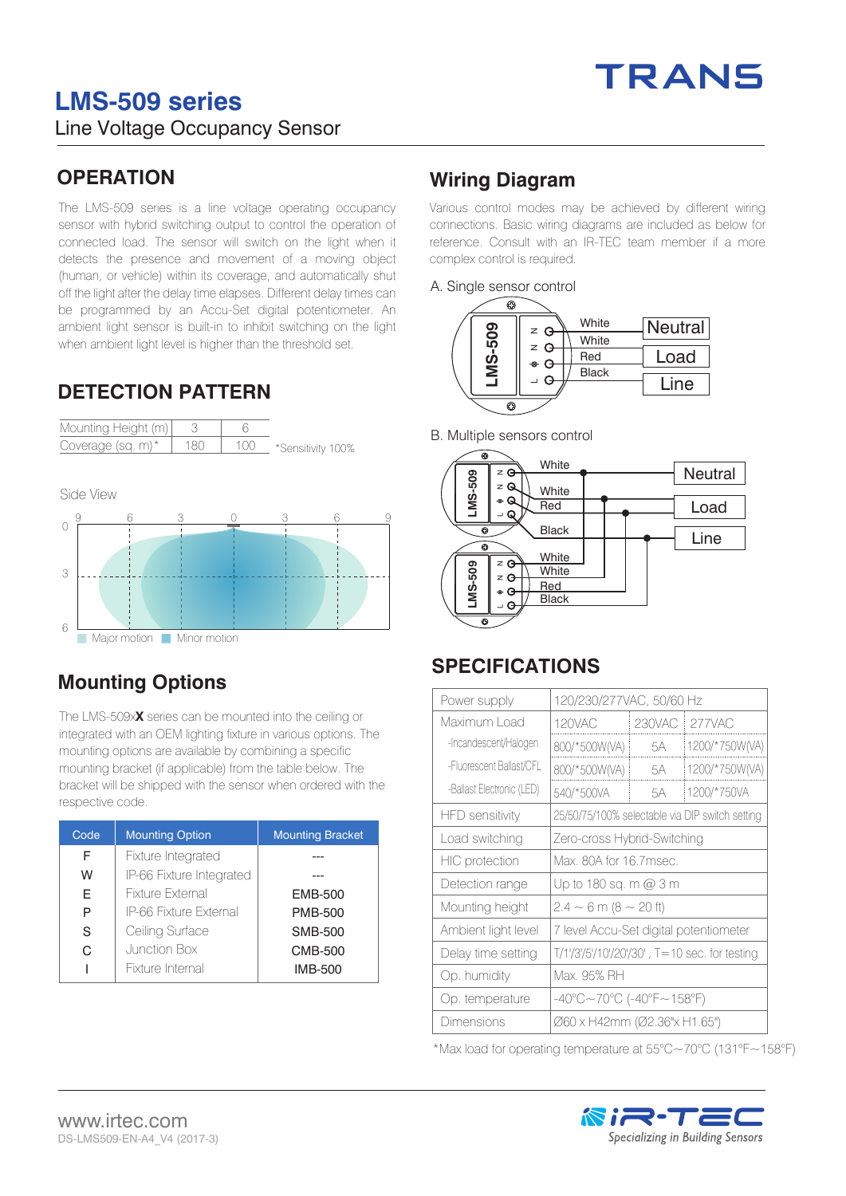# LMS-509 series

Line Voltage Occupancy Sensor

## OPERATION

The LMS-509 series is a line voltage operating occupancy sensor with hybrid switching output to control the operation of connected load. The sensor will switch on the light when it detects the presence and movement of a moving object (human, or vehicle) within its coverage, and automatically shut off the light after the delay time elapses. Different delay times can be programmed by an Accu-Set digital potentiometer. An ambient light sensor is built-in to inhibit switching on the light when ambient light level is higher than the threshold set.

## DETECTION PATTERN

| Mounting Height (m) | 3 | 6 |
|---|---|---|
| Coverage (sq. m)* | 180 | 100 |

*Sensitivity 100%

Side View

9 6 3 0 3 6 9

0 3 6

Major motion Minor motion

## Mounting Options

The LMS-509x**X** series can be mounted into the ceiling or integrated with an OEM lighting fixture in various options. The mounting options are available by combining a specific mounting bracket (if applicable) from the table below. The bracket will be shipped with the sensor when ordered with the respective code.

| Code | Mounting Option | Mounting Bracket |
|---|---|---|
| F | Fixture Integrated | --- |
| W | IP-66 Fixture Integrated | --- |
| E | Fixture External | EMB-500 |
| P | IP-66 Fixture External | PMB-500 |
| S | Ceiling Surface | SMB-500 |
| C | Junction Box | CMB-500 |
| I | Fixture Internal | IMB-500 |

## Wiring Diagram

Various control modes may be achieved by different wiring connections. Basic wiring diagrams are included as below for reference. Consult with an IR-TEC team member if a more complex control is required.

A. Single sensor control

LMS-509 — White: Neutral; White; Red: Load; Black: Line

B. Multiple sensors control

LMS-509 (×2) — White: Neutral; White; Red: Load; Black: Line

## SPECIFICATIONS

| Power supply | 120/230/277VAC, 50/60 Hz | | |
|---|---|---|---|
| Maximum Load | 120VAC | 230VAC | 277VAC |
| -Incandescent/Halogen | 800/*500W(VA) | 5A | 1200/*750W(VA) |
| -Fluorescent Ballast/CFL | 800/*500W(VA) | 5A | 1200/*750W(VA) |
| -Ballast Electronic (LED) | 540/*500VA | 5A | 1200/*750VA |
| HFD sensitivity | 25/50/75/100% selectable via DIP switch setting | | |
| Load switching | Zero-cross Hybrid-Switching | | |
| HIC protection | Max. 80A for 16.7msec. | | |
| Detection range | Up to 180 sq. m @ 3 m | | |
| Mounting height | 2.4 ~ 6 m (8 ~ 20 ft) | | |
| Ambient light level | 7 level Accu-Set digital potentiometer | | |
| Delay time setting | T/1'/3'/5'/10'/20'/30' , T=10 sec. for testing | | |
| Op. humidity | Max. 95% RH | | |
| Op. temperature | -40°C~70°C (-40°F~158°F) | | |
| Dimensions | Ø60 x H42mm (Ø2.36"x H1.65") | | |

*Max load for operating temperature at 55°C~70°C (131°F~158°F)

www.irtec.com
DS-LMS509-EN-A4_V4 (2017-3)